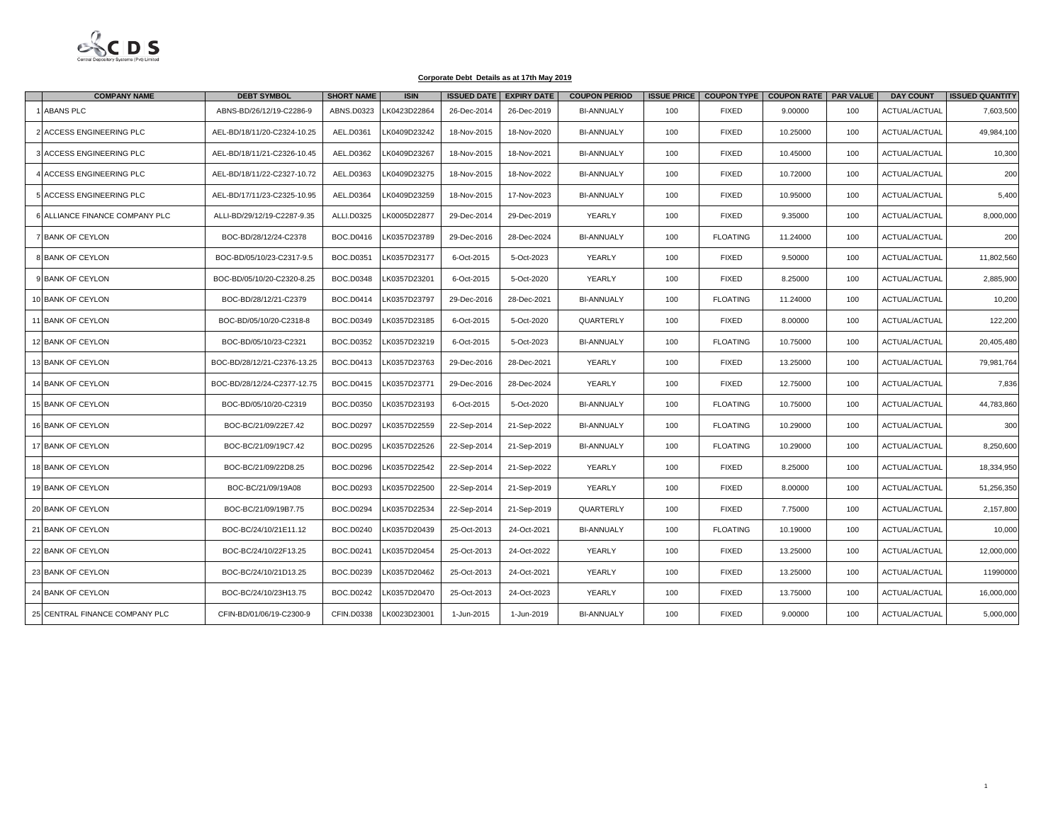**Corporate Debt Details as at 17th May 2019**

| | COMPANY NAME | DEBT SYMBOL | SHORT NAME | ISIN | ISSUED DATE | EXPIRY DATE | COUPON PERIOD | ISSUE PRICE | COUPON TYPE | COUPON RATE | PAR VALUE | DAY COUNT | ISSUED QUANTITY |
|---|---|---|---|---|---|---|---|---|---|---|---|---|---|
| 1 | ABANS PLC | ABNS-BD/26/12/19-C2286-9 | ABNS.D0323 | LK0423D22864 | 26-Dec-2014 | 26-Dec-2019 | BI-ANNUALY | 100 | FIXED | 9.00000 | 100 | ACTUAL/ACTUAL | 7,603,500 |
| 2 | ACCESS ENGINEERING PLC | AEL-BD/18/11/20-C2324-10.25 | AEL.D0361 | LK0409D23242 | 18-Nov-2015 | 18-Nov-2020 | BI-ANNUALY | 100 | FIXED | 10.25000 | 100 | ACTUAL/ACTUAL | 49,984,100 |
| 3 | ACCESS ENGINEERING PLC | AEL-BD/18/11/21-C2326-10.45 | AEL.D0362 | LK0409D23267 | 18-Nov-2015 | 18-Nov-2021 | BI-ANNUALY | 100 | FIXED | 10.45000 | 100 | ACTUAL/ACTUAL | 10,300 |
| 4 | ACCESS ENGINEERING PLC | AEL-BD/18/11/22-C2327-10.72 | AEL.D0363 | LK0409D23275 | 18-Nov-2015 | 18-Nov-2022 | BI-ANNUALY | 100 | FIXED | 10.72000 | 100 | ACTUAL/ACTUAL | 200 |
| 5 | ACCESS ENGINEERING PLC | AEL-BD/17/11/23-C2325-10.95 | AEL.D0364 | LK0409D23259 | 18-Nov-2015 | 17-Nov-2023 | BI-ANNUALY | 100 | FIXED | 10.95000 | 100 | ACTUAL/ACTUAL | 5,400 |
| 6 | ALLIANCE FINANCE COMPANY PLC | ALLI-BD/29/12/19-C2287-9.35 | ALLI.D0325 | LK0005D22877 | 29-Dec-2014 | 29-Dec-2019 | YEARLY | 100 | FIXED | 9.35000 | 100 | ACTUAL/ACTUAL | 8,000,000 |
| 7 | BANK OF CEYLON | BOC-BD/28/12/24-C2378 | BOC.D0416 | LK0357D23789 | 29-Dec-2016 | 28-Dec-2024 | BI-ANNUALY | 100 | FLOATING | 11.24000 | 100 | ACTUAL/ACTUAL | 200 |
| 8 | BANK OF CEYLON | BOC-BD/05/10/23-C2317-9.5 | BOC.D0351 | LK0357D23177 | 6-Oct-2015 | 5-Oct-2023 | YEARLY | 100 | FIXED | 9.50000 | 100 | ACTUAL/ACTUAL | 11,802,560 |
| 9 | BANK OF CEYLON | BOC-BD/05/10/20-C2320-8.25 | BOC.D0348 | LK0357D23201 | 6-Oct-2015 | 5-Oct-2020 | YEARLY | 100 | FIXED | 8.25000 | 100 | ACTUAL/ACTUAL | 2,885,900 |
| 10 | BANK OF CEYLON | BOC-BD/28/12/21-C2379 | BOC.D0414 | LK0357D23797 | 29-Dec-2016 | 28-Dec-2021 | BI-ANNUALY | 100 | FLOATING | 11.24000 | 100 | ACTUAL/ACTUAL | 10,200 |
| 11 | BANK OF CEYLON | BOC-BD/05/10/20-C2318-8 | BOC.D0349 | LK0357D23185 | 6-Oct-2015 | 5-Oct-2020 | QUARTERLY | 100 | FIXED | 8.00000 | 100 | ACTUAL/ACTUAL | 122,200 |
| 12 | BANK OF CEYLON | BOC-BD/05/10/23-C2321 | BOC.D0352 | LK0357D23219 | 6-Oct-2015 | 5-Oct-2023 | BI-ANNUALY | 100 | FLOATING | 10.75000 | 100 | ACTUAL/ACTUAL | 20,405,480 |
| 13 | BANK OF CEYLON | BOC-BD/28/12/21-C2376-13.25 | BOC.D0413 | LK0357D23763 | 29-Dec-2016 | 28-Dec-2021 | YEARLY | 100 | FIXED | 13.25000 | 100 | ACTUAL/ACTUAL | 79,981,764 |
| 14 | BANK OF CEYLON | BOC-BD/28/12/24-C2377-12.75 | BOC.D0415 | LK0357D23771 | 29-Dec-2016 | 28-Dec-2024 | YEARLY | 100 | FIXED | 12.75000 | 100 | ACTUAL/ACTUAL | 7,836 |
| 15 | BANK OF CEYLON | BOC-BD/05/10/20-C2319 | BOC.D0350 | LK0357D23193 | 6-Oct-2015 | 5-Oct-2020 | BI-ANNUALY | 100 | FLOATING | 10.75000 | 100 | ACTUAL/ACTUAL | 44,783,860 |
| 16 | BANK OF CEYLON | BOC-BC/21/09/22E7.42 | BOC.D0297 | LK0357D22559 | 22-Sep-2014 | 21-Sep-2022 | BI-ANNUALY | 100 | FLOATING | 10.29000 | 100 | ACTUAL/ACTUAL | 300 |
| 17 | BANK OF CEYLON | BOC-BC/21/09/19C7.42 | BOC.D0295 | LK0357D22526 | 22-Sep-2014 | 21-Sep-2019 | BI-ANNUALY | 100 | FLOATING | 10.29000 | 100 | ACTUAL/ACTUAL | 8,250,600 |
| 18 | BANK OF CEYLON | BOC-BC/21/09/22D8.25 | BOC.D0296 | LK0357D22542 | 22-Sep-2014 | 21-Sep-2022 | YEARLY | 100 | FIXED | 8.25000 | 100 | ACTUAL/ACTUAL | 18,334,950 |
| 19 | BANK OF CEYLON | BOC-BC/21/09/19A08 | BOC.D0293 | LK0357D22500 | 22-Sep-2014 | 21-Sep-2019 | YEARLY | 100 | FIXED | 8.00000 | 100 | ACTUAL/ACTUAL | 51,256,350 |
| 20 | BANK OF CEYLON | BOC-BC/21/09/19B7.75 | BOC.D0294 | LK0357D22534 | 22-Sep-2014 | 21-Sep-2019 | QUARTERLY | 100 | FIXED | 7.75000 | 100 | ACTUAL/ACTUAL | 2,157,800 |
| 21 | BANK OF CEYLON | BOC-BC/24/10/21E11.12 | BOC.D0240 | LK0357D20439 | 25-Oct-2013 | 24-Oct-2021 | BI-ANNUALY | 100 | FLOATING | 10.19000 | 100 | ACTUAL/ACTUAL | 10,000 |
| 22 | BANK OF CEYLON | BOC-BC/24/10/22F13.25 | BOC.D0241 | LK0357D20454 | 25-Oct-2013 | 24-Oct-2022 | YEARLY | 100 | FIXED | 13.25000 | 100 | ACTUAL/ACTUAL | 12,000,000 |
| 23 | BANK OF CEYLON | BOC-BC/24/10/21D13.25 | BOC.D0239 | LK0357D20462 | 25-Oct-2013 | 24-Oct-2021 | YEARLY | 100 | FIXED | 13.25000 | 100 | ACTUAL/ACTUAL | 11990000 |
| 24 | BANK OF CEYLON | BOC-BC/24/10/23H13.75 | BOC.D0242 | LK0357D20470 | 25-Oct-2013 | 24-Oct-2023 | YEARLY | 100 | FIXED | 13.75000 | 100 | ACTUAL/ACTUAL | 16,000,000 |
| 25 | CENTRAL FINANCE COMPANY PLC | CFIN-BD/01/06/19-C2300-9 | CFIN.D0338 | LK0023D23001 | 1-Jun-2015 | 1-Jun-2019 | BI-ANNUALY | 100 | FIXED | 9.00000 | 100 | ACTUAL/ACTUAL | 5,000,000 |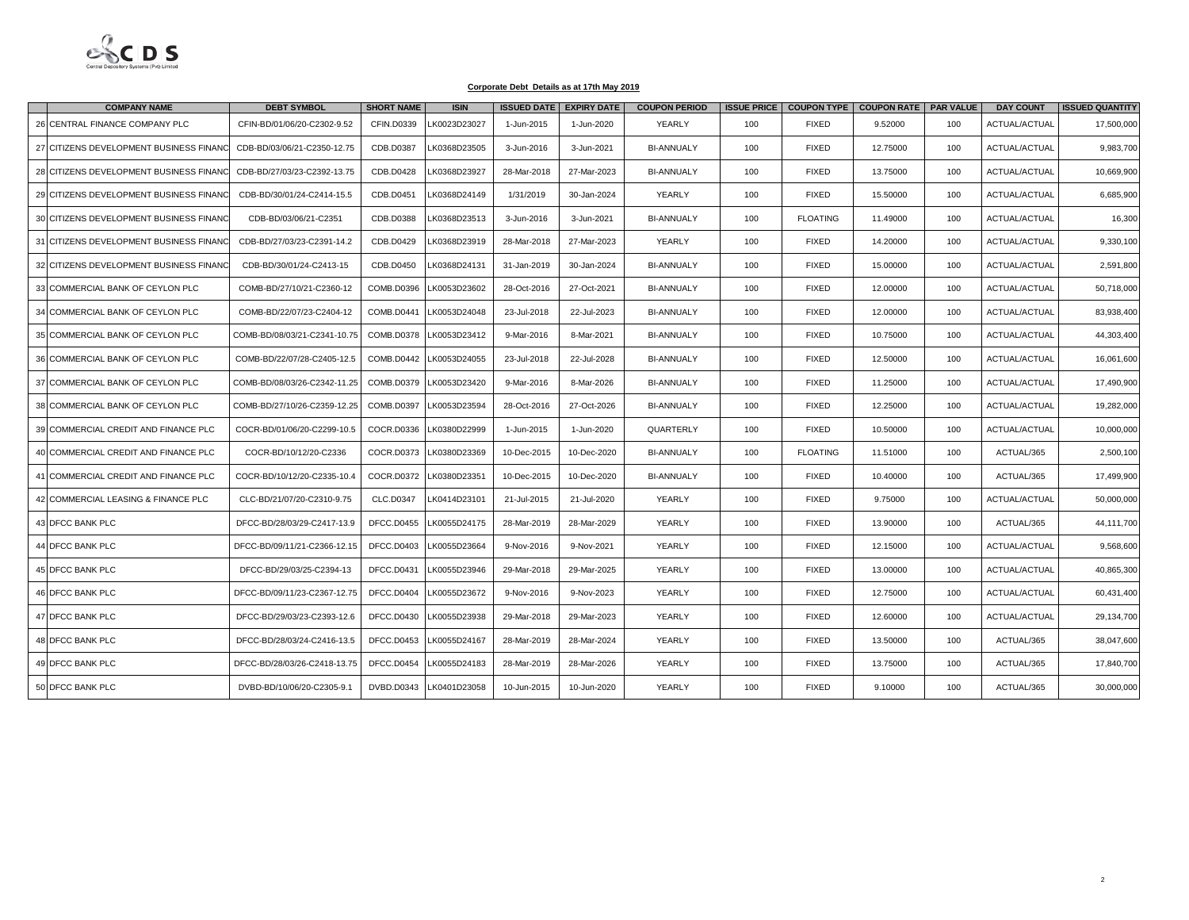**Corporate Debt Details as at 17th May 2019**

| | COMPANY NAME | DEBT SYMBOL | SHORT NAME | ISIN | ISSUED DATE | EXPIRY DATE | COUPON PERIOD | ISSUE PRICE | COUPON TYPE | COUPON RATE | PAR VALUE | DAY COUNT | ISSUED QUANTITY |
|---|---|---|---|---|---|---|---|---|---|---|---|---|---|
| 26 | CENTRAL FINANCE COMPANY PLC | CFIN-BD/01/06/20-C2302-9.52 | CFIN.D0339 | LK0023D23027 | 1-Jun-2015 | 1-Jun-2020 | YEARLY | 100 | FIXED | 9.52000 | 100 | ACTUAL/ACTUAL | 17,500,000 |
| 27 | CITIZENS DEVELOPMENT BUSINESS FINANC | CDB-BD/03/06/21-C2350-12.75 | CDB.D0387 | LK0368D23505 | 3-Jun-2016 | 3-Jun-2021 | BI-ANNUALY | 100 | FIXED | 12.75000 | 100 | ACTUAL/ACTUAL | 9,983,700 |
| 28 | CITIZENS DEVELOPMENT BUSINESS FINANC | CDB-BD/27/03/23-C2392-13.75 | CDB.D0428 | LK0368D23927 | 28-Mar-2018 | 27-Mar-2023 | BI-ANNUALY | 100 | FIXED | 13.75000 | 100 | ACTUAL/ACTUAL | 10,669,900 |
| 29 | CITIZENS DEVELOPMENT BUSINESS FINANC | CDB-BD/30/01/24-C2414-15.5 | CDB.D0451 | LK0368D24149 | 1/31/2019 | 30-Jan-2024 | YEARLY | 100 | FIXED | 15.50000 | 100 | ACTUAL/ACTUAL | 6,685,900 |
| 30 | CITIZENS DEVELOPMENT BUSINESS FINANC | CDB-BD/03/06/21-C2351 | CDB.D0388 | LK0368D23513 | 3-Jun-2016 | 3-Jun-2021 | BI-ANNUALY | 100 | FLOATING | 11.49000 | 100 | ACTUAL/ACTUAL | 16,300 |
| 31 | CITIZENS DEVELOPMENT BUSINESS FINANC | CDB-BD/27/03/23-C2391-14.2 | CDB.D0429 | LK0368D23919 | 28-Mar-2018 | 27-Mar-2023 | YEARLY | 100 | FIXED | 14.20000 | 100 | ACTUAL/ACTUAL | 9,330,100 |
| 32 | CITIZENS DEVELOPMENT BUSINESS FINANC | CDB-BD/30/01/24-C2413-15 | CDB.D0450 | LK0368D24131 | 31-Jan-2019 | 30-Jan-2024 | BI-ANNUALY | 100 | FIXED | 15.00000 | 100 | ACTUAL/ACTUAL | 2,591,800 |
| 33 | COMMERCIAL BANK OF CEYLON PLC | COMB-BD/27/10/21-C2360-12 | COMB.D0396 | LK0053D23602 | 28-Oct-2016 | 27-Oct-2021 | BI-ANNUALY | 100 | FIXED | 12.00000 | 100 | ACTUAL/ACTUAL | 50,718,000 |
| 34 | COMMERCIAL BANK OF CEYLON PLC | COMB-BD/22/07/23-C2404-12 | COMB.D0441 | LK0053D24048 | 23-Jul-2018 | 22-Jul-2023 | BI-ANNUALY | 100 | FIXED | 12.00000 | 100 | ACTUAL/ACTUAL | 83,938,400 |
| 35 | COMMERCIAL BANK OF CEYLON PLC | COMB-BD/08/03/21-C2341-10.75 | COMB.D0378 | LK0053D23412 | 9-Mar-2016 | 8-Mar-2021 | BI-ANNUALY | 100 | FIXED | 10.75000 | 100 | ACTUAL/ACTUAL | 44,303,400 |
| 36 | COMMERCIAL BANK OF CEYLON PLC | COMB-BD/22/07/28-C2405-12.5 | COMB.D0442 | LK0053D24055 | 23-Jul-2018 | 22-Jul-2028 | BI-ANNUALY | 100 | FIXED | 12.50000 | 100 | ACTUAL/ACTUAL | 16,061,600 |
| 37 | COMMERCIAL BANK OF CEYLON PLC | COMB-BD/08/03/26-C2342-11.25 | COMB.D0379 | LK0053D23420 | 9-Mar-2016 | 8-Mar-2026 | BI-ANNUALY | 100 | FIXED | 11.25000 | 100 | ACTUAL/ACTUAL | 17,490,900 |
| 38 | COMMERCIAL BANK OF CEYLON PLC | COMB-BD/27/10/26-C2359-12.25 | COMB.D0397 | LK0053D23594 | 28-Oct-2016 | 27-Oct-2026 | BI-ANNUALY | 100 | FIXED | 12.25000 | 100 | ACTUAL/ACTUAL | 19,282,000 |
| 39 | COMMERCIAL CREDIT AND FINANCE PLC | COCR-BD/01/06/20-C2299-10.5 | COCR.D0336 | LK0380D22999 | 1-Jun-2015 | 1-Jun-2020 | QUARTERLY | 100 | FIXED | 10.50000 | 100 | ACTUAL/ACTUAL | 10,000,000 |
| 40 | COMMERCIAL CREDIT AND FINANCE PLC | COCR-BD/10/12/20-C2336 | COCR.D0373 | LK0380D23369 | 10-Dec-2015 | 10-Dec-2020 | BI-ANNUALY | 100 | FLOATING | 11.51000 | 100 | ACTUAL/365 | 2,500,100 |
| 41 | COMMERCIAL CREDIT AND FINANCE PLC | COCR-BD/10/12/20-C2335-10.4 | COCR.D0372 | LK0380D23351 | 10-Dec-2015 | 10-Dec-2020 | BI-ANNUALY | 100 | FIXED | 10.40000 | 100 | ACTUAL/365 | 17,499,900 |
| 42 | COMMERCIAL LEASING & FINANCE PLC | CLC-BD/21/07/20-C2310-9.75 | CLC.D0347 | LK0414D23101 | 21-Jul-2015 | 21-Jul-2020 | YEARLY | 100 | FIXED | 9.75000 | 100 | ACTUAL/ACTUAL | 50,000,000 |
| 43 | DFCC BANK PLC | DFCC-BD/28/03/29-C2417-13.9 | DFCC.D0455 | LK0055D24175 | 28-Mar-2019 | 28-Mar-2029 | YEARLY | 100 | FIXED | 13.90000 | 100 | ACTUAL/365 | 44,111,700 |
| 44 | DFCC BANK PLC | DFCC-BD/09/11/21-C2366-12.15 | DFCC.D0403 | LK0055D23664 | 9-Nov-2016 | 9-Nov-2021 | YEARLY | 100 | FIXED | 12.15000 | 100 | ACTUAL/ACTUAL | 9,568,600 |
| 45 | DFCC BANK PLC | DFCC-BD/29/03/25-C2394-13 | DFCC.D0431 | LK0055D23946 | 29-Mar-2018 | 29-Mar-2025 | YEARLY | 100 | FIXED | 13.00000 | 100 | ACTUAL/ACTUAL | 40,865,300 |
| 46 | DFCC BANK PLC | DFCC-BD/09/11/23-C2367-12.75 | DFCC.D0404 | LK0055D23672 | 9-Nov-2016 | 9-Nov-2023 | YEARLY | 100 | FIXED | 12.75000 | 100 | ACTUAL/ACTUAL | 60,431,400 |
| 47 | DFCC BANK PLC | DFCC-BD/29/03/23-C2393-12.6 | DFCC.D0430 | LK0055D23938 | 29-Mar-2018 | 29-Mar-2023 | YEARLY | 100 | FIXED | 12.60000 | 100 | ACTUAL/ACTUAL | 29,134,700 |
| 48 | DFCC BANK PLC | DFCC-BD/28/03/24-C2416-13.5 | DFCC.D0453 | LK0055D24167 | 28-Mar-2019 | 28-Mar-2024 | YEARLY | 100 | FIXED | 13.50000 | 100 | ACTUAL/365 | 38,047,600 |
| 49 | DFCC BANK PLC | DFCC-BD/28/03/26-C2418-13.75 | DFCC.D0454 | LK0055D24183 | 28-Mar-2019 | 28-Mar-2026 | YEARLY | 100 | FIXED | 13.75000 | 100 | ACTUAL/365 | 17,840,700 |
| 50 | DFCC BANK PLC | DVBD-BD/10/06/20-C2305-9.1 | DVBD.D0343 | LK0401D23058 | 10-Jun-2015 | 10-Jun-2020 | YEARLY | 100 | FIXED | 9.10000 | 100 | ACTUAL/365 | 30,000,000 |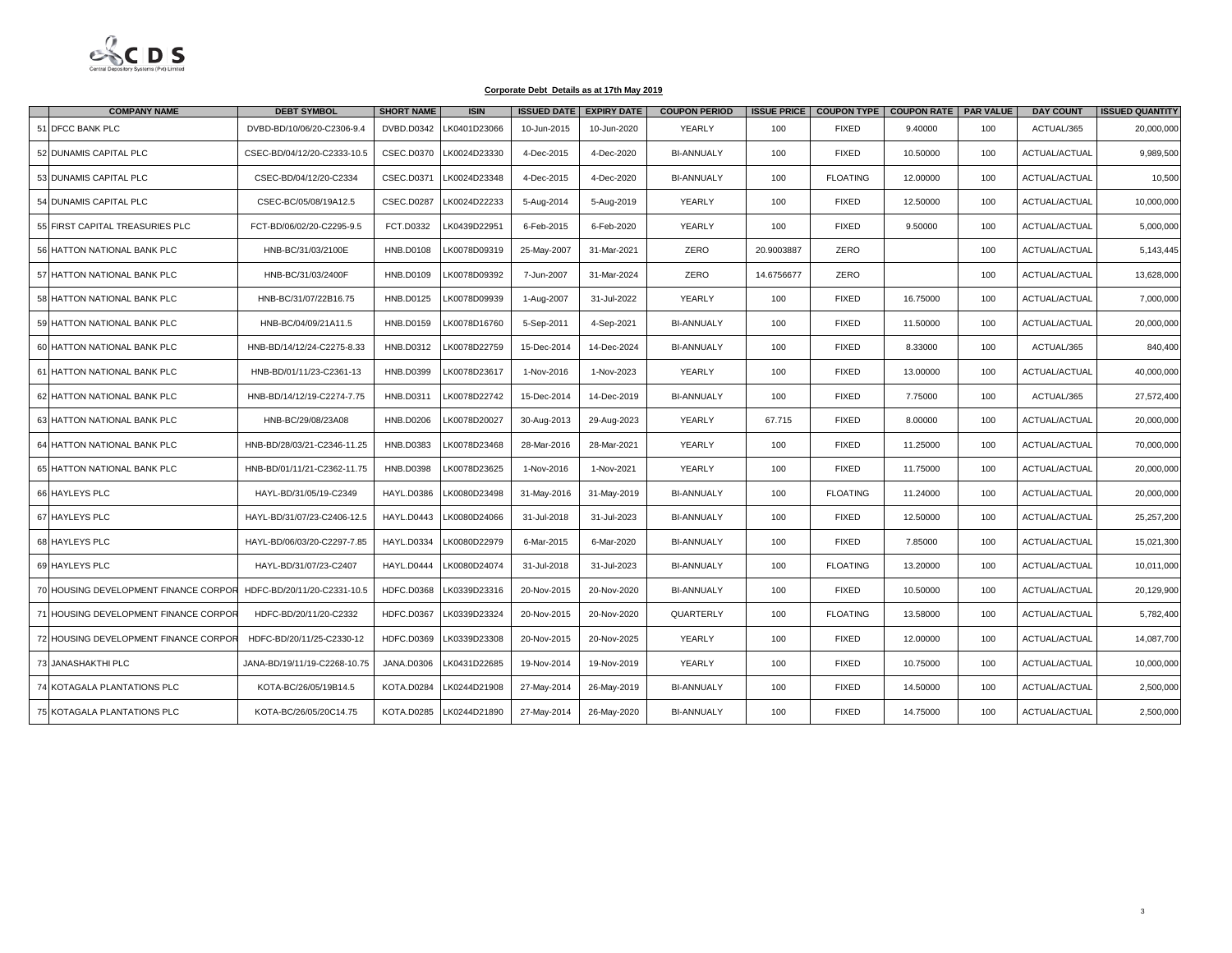**Corporate Debt Details as at 17th May 2019**

| | COMPANY NAME | DEBT SYMBOL | SHORT NAME | ISIN | ISSUED DATE | EXPIRY DATE | COUPON PERIOD | ISSUE PRICE | COUPON TYPE | COUPON RATE | PAR VALUE | DAY COUNT | ISSUED QUANTITY |
|---|---|---|---|---|---|---|---|---|---|---|---|---|---|
| 51 | DFCC BANK PLC | DVBD-BD/10/06/20-C2306-9.4 | DVBD.D0342 | LK0401D23066 | 10-Jun-2015 | 10-Jun-2020 | YEARLY | 100 | FIXED | 9.40000 | 100 | ACTUAL/365 | 20,000,000 |
| 52 | DUNAMIS CAPITAL PLC | CSEC-BD/04/12/20-C2333-10.5 | CSEC.D0370 | LK0024D23330 | 4-Dec-2015 | 4-Dec-2020 | BI-ANNUALY | 100 | FIXED | 10.50000 | 100 | ACTUAL/ACTUAL | 9,989,500 |
| 53 | DUNAMIS CAPITAL PLC | CSEC-BD/04/12/20-C2334 | CSEC.D0371 | LK0024D23348 | 4-Dec-2015 | 4-Dec-2020 | BI-ANNUALY | 100 | FLOATING | 12.00000 | 100 | ACTUAL/ACTUAL | 10,500 |
| 54 | DUNAMIS CAPITAL PLC | CSEC-BC/05/08/19A12.5 | CSEC.D0287 | LK0024D22233 | 5-Aug-2014 | 5-Aug-2019 | YEARLY | 100 | FIXED | 12.50000 | 100 | ACTUAL/ACTUAL | 10,000,000 |
| 55 | FIRST CAPITAL TREASURIES PLC | FCT-BD/06/02/20-C2295-9.5 | FCT.D0332 | LK0439D22951 | 6-Feb-2015 | 6-Feb-2020 | YEARLY | 100 | FIXED | 9.50000 | 100 | ACTUAL/ACTUAL | 5,000,000 |
| 56 | HATTON NATIONAL BANK PLC | HNB-BC/31/03/2100E | HNB.D0108 | LK0078D09319 | 25-May-2007 | 31-Mar-2021 | ZERO | 20.9003887 | ZERO | | 100 | ACTUAL/ACTUAL | 5,143,445 |
| 57 | HATTON NATIONAL BANK PLC | HNB-BC/31/03/2400F | HNB.D0109 | LK0078D09392 | 7-Jun-2007 | 31-Mar-2024 | ZERO | 14.6756677 | ZERO | | 100 | ACTUAL/ACTUAL | 13,628,000 |
| 58 | HATTON NATIONAL BANK PLC | HNB-BC/31/07/22B16.75 | HNB.D0125 | LK0078D09939 | 1-Aug-2007 | 31-Jul-2022 | YEARLY | 100 | FIXED | 16.75000 | 100 | ACTUAL/ACTUAL | 7,000,000 |
| 59 | HATTON NATIONAL BANK PLC | HNB-BC/04/09/21A11.5 | HNB.D0159 | LK0078D16760 | 5-Sep-2011 | 4-Sep-2021 | BI-ANNUALY | 100 | FIXED | 11.50000 | 100 | ACTUAL/ACTUAL | 20,000,000 |
| 60 | HATTON NATIONAL BANK PLC | HNB-BD/14/12/24-C2275-8.33 | HNB.D0312 | LK0078D22759 | 15-Dec-2014 | 14-Dec-2024 | BI-ANNUALY | 100 | FIXED | 8.33000 | 100 | ACTUAL/365 | 840,400 |
| 61 | HATTON NATIONAL BANK PLC | HNB-BD/01/11/23-C2361-13 | HNB.D0399 | LK0078D23617 | 1-Nov-2016 | 1-Nov-2023 | YEARLY | 100 | FIXED | 13.00000 | 100 | ACTUAL/ACTUAL | 40,000,000 |
| 62 | HATTON NATIONAL BANK PLC | HNB-BD/14/12/19-C2274-7.75 | HNB.D0311 | LK0078D22742 | 15-Dec-2014 | 14-Dec-2019 | BI-ANNUALY | 100 | FIXED | 7.75000 | 100 | ACTUAL/365 | 27,572,400 |
| 63 | HATTON NATIONAL BANK PLC | HNB-BC/29/08/23A08 | HNB.D0206 | LK0078D20027 | 30-Aug-2013 | 29-Aug-2023 | YEARLY | 67.715 | FIXED | 8.00000 | 100 | ACTUAL/ACTUAL | 20,000,000 |
| 64 | HATTON NATIONAL BANK PLC | HNB-BD/28/03/21-C2346-11.25 | HNB.D0383 | LK0078D23468 | 28-Mar-2016 | 28-Mar-2021 | YEARLY | 100 | FIXED | 11.25000 | 100 | ACTUAL/ACTUAL | 70,000,000 |
| 65 | HATTON NATIONAL BANK PLC | HNB-BD/01/11/21-C2362-11.75 | HNB.D0398 | LK0078D23625 | 1-Nov-2016 | 1-Nov-2021 | YEARLY | 100 | FIXED | 11.75000 | 100 | ACTUAL/ACTUAL | 20,000,000 |
| 66 | HAYLEYS PLC | HAYL-BD/31/05/19-C2349 | HAYL.D0386 | LK0080D23498 | 31-May-2016 | 31-May-2019 | BI-ANNUALY | 100 | FLOATING | 11.24000 | 100 | ACTUAL/ACTUAL | 20,000,000 |
| 67 | HAYLEYS PLC | HAYL-BD/31/07/23-C2406-12.5 | HAYL.D0443 | LK0080D24066 | 31-Jul-2018 | 31-Jul-2023 | BI-ANNUALY | 100 | FIXED | 12.50000 | 100 | ACTUAL/ACTUAL | 25,257,200 |
| 68 | HAYLEYS PLC | HAYL-BD/06/03/20-C2297-7.85 | HAYL.D0334 | LK0080D22979 | 6-Mar-2015 | 6-Mar-2020 | BI-ANNUALY | 100 | FIXED | 7.85000 | 100 | ACTUAL/ACTUAL | 15,021,300 |
| 69 | HAYLEYS PLC | HAYL-BD/31/07/23-C2407 | HAYL.D0444 | LK0080D24074 | 31-Jul-2018 | 31-Jul-2023 | BI-ANNUALY | 100 | FLOATING | 13.20000 | 100 | ACTUAL/ACTUAL | 10,011,000 |
| 70 | HOUSING DEVELOPMENT FINANCE CORPOR | HDFC-BD/20/11/20-C2331-10.5 | HDFC.D0368 | LK0339D23316 | 20-Nov-2015 | 20-Nov-2020 | BI-ANNUALY | 100 | FIXED | 10.50000 | 100 | ACTUAL/ACTUAL | 20,129,900 |
| 71 | HOUSING DEVELOPMENT FINANCE CORPOR | HDFC-BD/20/11/20-C2332 | HDFC.D0367 | LK0339D23324 | 20-Nov-2015 | 20-Nov-2020 | QUARTERLY | 100 | FLOATING | 13.58000 | 100 | ACTUAL/ACTUAL | 5,782,400 |
| 72 | HOUSING DEVELOPMENT FINANCE CORPOR | HDFC-BD/20/11/25-C2330-12 | HDFC.D0369 | LK0339D23308 | 20-Nov-2015 | 20-Nov-2025 | YEARLY | 100 | FIXED | 12.00000 | 100 | ACTUAL/ACTUAL | 14,087,700 |
| 73 | JANASHAKTHI PLC | JANA-BD/19/11/19-C2268-10.75 | JANA.D0306 | LK0431D22685 | 19-Nov-2014 | 19-Nov-2019 | YEARLY | 100 | FIXED | 10.75000 | 100 | ACTUAL/ACTUAL | 10,000,000 |
| 74 | KOTAGALA PLANTATIONS PLC | KOTA-BC/26/05/19B14.5 | KOTA.D0284 | LK0244D21908 | 27-May-2014 | 26-May-2019 | BI-ANNUALY | 100 | FIXED | 14.50000 | 100 | ACTUAL/ACTUAL | 2,500,000 |
| 75 | KOTAGALA PLANTATIONS PLC | KOTA-BC/26/05/20C14.75 | KOTA.D0285 | LK0244D21890 | 27-May-2014 | 26-May-2020 | BI-ANNUALY | 100 | FIXED | 14.75000 | 100 | ACTUAL/ACTUAL | 2,500,000 |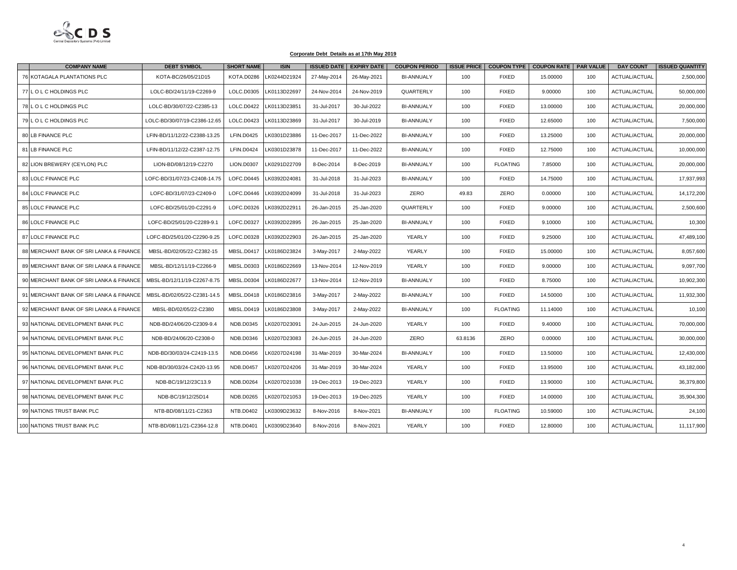**Corporate Debt Details as at 17th May 2019**

| | COMPANY NAME | DEBT SYMBOL | SHORT NAME | ISIN | ISSUED DATE | EXPIRY DATE | COUPON PERIOD | ISSUE PRICE | COUPON TYPE | COUPON RATE | PAR VALUE | DAY COUNT | ISSUED QUANTITY |
|---|---|---|---|---|---|---|---|---|---|---|---|---|---|
| 76 | KOTAGALA PLANTATIONS PLC | KOTA-BC/26/05/21D15 | KOTA.D0286 | LK0244D21924 | 27-May-2014 | 26-May-2021 | BI-ANNUALY | 100 | FIXED | 15.00000 | 100 | ACTUAL/ACTUAL | 2,500,000 |
| 77 | L O L C HOLDINGS PLC | LOLC-BD/24/11/19-C2269-9 | LOLC.D0305 | LK0113D22697 | 24-Nov-2014 | 24-Nov-2019 | QUARTERLY | 100 | FIXED | 9.00000 | 100 | ACTUAL/ACTUAL | 50,000,000 |
| 78 | L O L C HOLDINGS PLC | LOLC-BD/30/07/22-C2385-13 | LOLC.D0422 | LK0113D23851 | 31-Jul-2017 | 30-Jul-2022 | BI-ANNUALY | 100 | FIXED | 13.00000 | 100 | ACTUAL/ACTUAL | 20,000,000 |
| 79 | L O L C HOLDINGS PLC | LOLC-BD/30/07/19-C2386-12.65 | LOLC.D0423 | LK0113D23869 | 31-Jul-2017 | 30-Jul-2019 | BI-ANNUALY | 100 | FIXED | 12.65000 | 100 | ACTUAL/ACTUAL | 7,500,000 |
| 80 | LB FINANCE PLC | LFIN-BD/11/12/22-C2388-13.25 | LFIN.D0425 | LK0301D23886 | 11-Dec-2017 | 11-Dec-2022 | BI-ANNUALY | 100 | FIXED | 13.25000 | 100 | ACTUAL/ACTUAL | 20,000,000 |
| 81 | LB FINANCE PLC | LFIN-BD/11/12/22-C2387-12.75 | LFIN.D0424 | LK0301D23878 | 11-Dec-2017 | 11-Dec-2022 | BI-ANNUALY | 100 | FIXED | 12.75000 | 100 | ACTUAL/ACTUAL | 10,000,000 |
| 82 | LION BREWERY (CEYLON) PLC | LION-BD/08/12/19-C2270 | LION.D0307 | LK0291D22709 | 8-Dec-2014 | 8-Dec-2019 | BI-ANNUALY | 100 | FLOATING | 7.85000 | 100 | ACTUAL/ACTUAL | 20,000,000 |
| 83 | LOLC FINANCE PLC | LOFC-BD/31/07/23-C2408-14.75 | LOFC.D0445 | LK0392D24081 | 31-Jul-2018 | 31-Jul-2023 | BI-ANNUALY | 100 | FIXED | 14.75000 | 100 | ACTUAL/ACTUAL | 17,937,993 |
| 84 | LOLC FINANCE PLC | LOFC-BD/31/07/23-C2409-0 | LOFC.D0446 | LK0392D24099 | 31-Jul-2018 | 31-Jul-2023 | ZERO | 49.83 | ZERO | 0.00000 | 100 | ACTUAL/ACTUAL | 14,172,200 |
| 85 | LOLC FINANCE PLC | LOFC-BD/25/01/20-C2291-9 | LOFC.D0326 | LK0392D22911 | 26-Jan-2015 | 25-Jan-2020 | QUARTERLY | 100 | FIXED | 9.00000 | 100 | ACTUAL/ACTUAL | 2,500,600 |
| 86 | LOLC FINANCE PLC | LOFC-BD/25/01/20-C2289-9.1 | LOFC.D0327 | LK0392D22895 | 26-Jan-2015 | 25-Jan-2020 | BI-ANNUALY | 100 | FIXED | 9.10000 | 100 | ACTUAL/ACTUAL | 10,300 |
| 87 | LOLC FINANCE PLC | LOFC-BD/25/01/20-C2290-9.25 | LOFC.D0328 | LK0392D22903 | 26-Jan-2015 | 25-Jan-2020 | YEARLY | 100 | FIXED | 9.25000 | 100 | ACTUAL/ACTUAL | 47,489,100 |
| 88 | MERCHANT BANK OF SRI LANKA & FINANCE | MBSL-BD/02/05/22-C2382-15 | MBSL.D0417 | LK0186D23824 | 3-May-2017 | 2-May-2022 | YEARLY | 100 | FIXED | 15.00000 | 100 | ACTUAL/ACTUAL | 8,057,600 |
| 89 | MERCHANT BANK OF SRI LANKA & FINANCE | MBSL-BD/12/11/19-C2266-9 | MBSL.D0303 | LK0186D22669 | 13-Nov-2014 | 12-Nov-2019 | YEARLY | 100 | FIXED | 9.00000 | 100 | ACTUAL/ACTUAL | 9,097,700 |
| 90 | MERCHANT BANK OF SRI LANKA & FINANCE | MBSL-BD/12/11/19-C2267-8.75 | MBSL.D0304 | LK0186D22677 | 13-Nov-2014 | 12-Nov-2019 | BI-ANNUALY | 100 | FIXED | 8.75000 | 100 | ACTUAL/ACTUAL | 10,902,300 |
| 91 | MERCHANT BANK OF SRI LANKA & FINANCE | MBSL-BD/02/05/22-C2381-14.5 | MBSL.D0418 | LK0186D23816 | 3-May-2017 | 2-May-2022 | BI-ANNUALY | 100 | FIXED | 14.50000 | 100 | ACTUAL/ACTUAL | 11,932,300 |
| 92 | MERCHANT BANK OF SRI LANKA & FINANCE | MBSL-BD/02/05/22-C2380 | MBSL.D0419 | LK0186D23808 | 3-May-2017 | 2-May-2022 | BI-ANNUALY | 100 | FLOATING | 11.14000 | 100 | ACTUAL/ACTUAL | 10,100 |
| 93 | NATIONAL DEVELOPMENT BANK PLC | NDB-BD/24/06/20-C2309-9.4 | NDB.D0345 | LK0207D23091 | 24-Jun-2015 | 24-Jun-2020 | YEARLY | 100 | FIXED | 9.40000 | 100 | ACTUAL/ACTUAL | 70,000,000 |
| 94 | NATIONAL DEVELOPMENT BANK PLC | NDB-BD/24/06/20-C2308-0 | NDB.D0346 | LK0207D23083 | 24-Jun-2015 | 24-Jun-2020 | ZERO | 63.8136 | ZERO | 0.00000 | 100 | ACTUAL/ACTUAL | 30,000,000 |
| 95 | NATIONAL DEVELOPMENT BANK PLC | NDB-BD/30/03/24-C2419-13.5 | NDB.D0456 | LK0207D24198 | 31-Mar-2019 | 30-Mar-2024 | BI-ANNUALY | 100 | FIXED | 13.50000 | 100 | ACTUAL/ACTUAL | 12,430,000 |
| 96 | NATIONAL DEVELOPMENT BANK PLC | NDB-BD/30/03/24-C2420-13.95 | NDB.D0457 | LK0207D24206 | 31-Mar-2019 | 30-Mar-2024 | YEARLY | 100 | FIXED | 13.95000 | 100 | ACTUAL/ACTUAL | 43,182,000 |
| 97 | NATIONAL DEVELOPMENT BANK PLC | NDB-BC/19/12/23C13.9 | NDB.D0264 | LK0207D21038 | 19-Dec-2013 | 19-Dec-2023 | YEARLY | 100 | FIXED | 13.90000 | 100 | ACTUAL/ACTUAL | 36,379,800 |
| 98 | NATIONAL DEVELOPMENT BANK PLC | NDB-BC/19/12/25D14 | NDB.D0265 | LK0207D21053 | 19-Dec-2013 | 19-Dec-2025 | YEARLY | 100 | FIXED | 14.00000 | 100 | ACTUAL/ACTUAL | 35,904,300 |
| 99 | NATIONS TRUST BANK PLC | NTB-BD/08/11/21-C2363 | NTB.D0402 | LK0309D23632 | 8-Nov-2016 | 8-Nov-2021 | BI-ANNUALY | 100 | FLOATING | 10.59000 | 100 | ACTUAL/ACTUAL | 24,100 |
| 100 | NATIONS TRUST BANK PLC | NTB-BD/08/11/21-C2364-12.8 | NTB.D0401 | LK0309D23640 | 8-Nov-2016 | 8-Nov-2021 | YEARLY | 100 | FIXED | 12.80000 | 100 | ACTUAL/ACTUAL | 11,117,900 |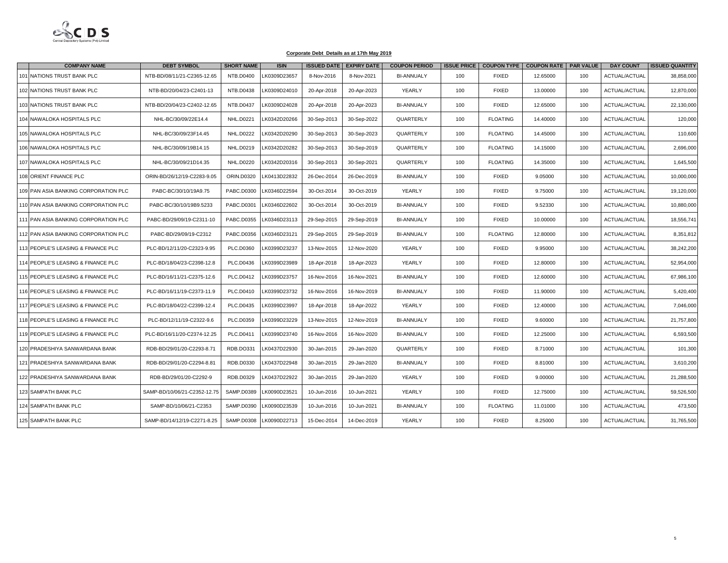CDS
Central Depository Systems (Pvt) Limited

**Corporate Debt Details as at 17th May 2019**

| | COMPANY NAME | DEBT SYMBOL | SHORT NAME | ISIN | ISSUED DATE | EXPIRY DATE | COUPON PERIOD | ISSUE PRICE | COUPON TYPE | COUPON RATE | PAR VALUE | DAY COUNT | ISSUED QUANTITY |
|---|---|---|---|---|---|---|---|---|---|---|---|---|---|
| 101 | NATIONS TRUST BANK PLC | NTB-BD/08/11/21-C2365-12.65 | NTB.D0400 | LK0309D23657 | 8-Nov-2016 | 8-Nov-2021 | BI-ANNUALY | 100 | FIXED | 12.65000 | 100 | ACTUAL/ACTUAL | 38,858,000 |
| 102 | NATIONS TRUST BANK PLC | NTB-BD/20/04/23-C2401-13 | NTB.D0438 | LK0309D24010 | 20-Apr-2018 | 20-Apr-2023 | YEARLY | 100 | FIXED | 13.00000 | 100 | ACTUAL/ACTUAL | 12,870,000 |
| 103 | NATIONS TRUST BANK PLC | NTB-BD/20/04/23-C2402-12.65 | NTB.D0437 | LK0309D24028 | 20-Apr-2018 | 20-Apr-2023 | BI-ANNUALY | 100 | FIXED | 12.65000 | 100 | ACTUAL/ACTUAL | 22,130,000 |
| 104 | NAWALOKA HOSPITALS PLC | NHL-BC/30/09/22E14.4 | NHL.D0221 | LK0342D20266 | 30-Sep-2013 | 30-Sep-2022 | QUARTERLY | 100 | FLOATING | 14.40000 | 100 | ACTUAL/ACTUAL | 120,000 |
| 105 | NAWALOKA HOSPITALS PLC | NHL-BC/30/09/23F14.45 | NHL.D0222 | LK0342D20290 | 30-Sep-2013 | 30-Sep-2023 | QUARTERLY | 100 | FLOATING | 14.45000 | 100 | ACTUAL/ACTUAL | 110,600 |
| 106 | NAWALOKA HOSPITALS PLC | NHL-BC/30/09/19B14.15 | NHL.D0219 | LK0342D20282 | 30-Sep-2013 | 30-Sep-2019 | QUARTERLY | 100 | FLOATING | 14.15000 | 100 | ACTUAL/ACTUAL | 2,696,000 |
| 107 | NAWALOKA HOSPITALS PLC | NHL-BC/30/09/21D14.35 | NHL.D0220 | LK0342D20316 | 30-Sep-2013 | 30-Sep-2021 | QUARTERLY | 100 | FLOATING | 14.35000 | 100 | ACTUAL/ACTUAL | 1,645,500 |
| 108 | ORIENT FINANCE PLC | ORIN-BD/26/12/19-C2283-9.05 | ORIN.D0320 | LK0413D22832 | 26-Dec-2014 | 26-Dec-2019 | BI-ANNUALY | 100 | FIXED | 9.05000 | 100 | ACTUAL/ACTUAL | 10,000,000 |
| 109 | PAN ASIA BANKING CORPORATION PLC | PABC-BC/30/10/19A9.75 | PABC.D0300 | LK0346D22594 | 30-Oct-2014 | 30-Oct-2019 | YEARLY | 100 | FIXED | 9.75000 | 100 | ACTUAL/ACTUAL | 19,120,000 |
| 110 | PAN ASIA BANKING CORPORATION PLC | PABC-BC/30/10/19B9.5233 | PABC.D0301 | LK0346D22602 | 30-Oct-2014 | 30-Oct-2019 | BI-ANNUALY | 100 | FIXED | 9.52330 | 100 | ACTUAL/ACTUAL | 10,880,000 |
| 111 | PAN ASIA BANKING CORPORATION PLC | PABC-BD/29/09/19-C2311-10 | PABC.D0355 | LK0346D23113 | 29-Sep-2015 | 29-Sep-2019 | BI-ANNUALY | 100 | FIXED | 10.00000 | 100 | ACTUAL/ACTUAL | 18,556,741 |
| 112 | PAN ASIA BANKING CORPORATION PLC | PABC-BD/29/09/19-C2312 | PABC.D0356 | LK0346D23121 | 29-Sep-2015 | 29-Sep-2019 | BI-ANNUALY | 100 | FLOATING | 12.80000 | 100 | ACTUAL/ACTUAL | 8,351,812 |
| 113 | PEOPLE'S LEASING & FINANCE PLC | PLC-BD/12/11/20-C2323-9.95 | PLC.D0360 | LK0399D23237 | 13-Nov-2015 | 12-Nov-2020 | YEARLY | 100 | FIXED | 9.95000 | 100 | ACTUAL/ACTUAL | 38,242,200 |
| 114 | PEOPLE'S LEASING & FINANCE PLC | PLC-BD/18/04/23-C2398-12.8 | PLC.D0436 | LK0399D23989 | 18-Apr-2018 | 18-Apr-2023 | YEARLY | 100 | FIXED | 12.80000 | 100 | ACTUAL/ACTUAL | 52,954,000 |
| 115 | PEOPLE'S LEASING & FINANCE PLC | PLC-BD/16/11/21-C2375-12.6 | PLC.D0412 | LK0399D23757 | 16-Nov-2016 | 16-Nov-2021 | BI-ANNUALY | 100 | FIXED | 12.60000 | 100 | ACTUAL/ACTUAL | 67,986,100 |
| 116 | PEOPLE'S LEASING & FINANCE PLC | PLC-BD/16/11/19-C2373-11.9 | PLC.D0410 | LK0399D23732 | 16-Nov-2016 | 16-Nov-2019 | BI-ANNUALY | 100 | FIXED | 11.90000 | 100 | ACTUAL/ACTUAL | 5,420,400 |
| 117 | PEOPLE'S LEASING & FINANCE PLC | PLC-BD/18/04/22-C2399-12.4 | PLC.D0435 | LK0399D23997 | 18-Apr-2018 | 18-Apr-2022 | YEARLY | 100 | FIXED | 12.40000 | 100 | ACTUAL/ACTUAL | 7,046,000 |
| 118 | PEOPLE'S LEASING & FINANCE PLC | PLC-BD/12/11/19-C2322-9.6 | PLC.D0359 | LK0399D23229 | 13-Nov-2015 | 12-Nov-2019 | BI-ANNUALY | 100 | FIXED | 9.60000 | 100 | ACTUAL/ACTUAL | 21,757,800 |
| 119 | PEOPLE'S LEASING & FINANCE PLC | PLC-BD/16/11/20-C2374-12.25 | PLC.D0411 | LK0399D23740 | 16-Nov-2016 | 16-Nov-2020 | BI-ANNUALY | 100 | FIXED | 12.25000 | 100 | ACTUAL/ACTUAL | 6,593,500 |
| 120 | PRADESHIYA SANWARDANA BANK | RDB-BD/29/01/20-C2293-8.71 | RDB.D0331 | LK0437D22930 | 30-Jan-2015 | 29-Jan-2020 | QUARTERLY | 100 | FIXED | 8.71000 | 100 | ACTUAL/ACTUAL | 101,300 |
| 121 | PRADESHIYA SANWARDANA BANK | RDB-BD/29/01/20-C2294-8.81 | RDB.D0330 | LK0437D22948 | 30-Jan-2015 | 29-Jan-2020 | BI-ANNUALY | 100 | FIXED | 8.81000 | 100 | ACTUAL/ACTUAL | 3,610,200 |
| 122 | PRADESHIYA SANWARDANA BANK | RDB-BD/29/01/20-C2292-9 | RDB.D0329 | LK0437D22922 | 30-Jan-2015 | 29-Jan-2020 | YEARLY | 100 | FIXED | 9.00000 | 100 | ACTUAL/ACTUAL | 21,288,500 |
| 123 | SAMPATH BANK PLC | SAMP-BD/10/06/21-C2352-12.75 | SAMP.D0389 | LK0090D23521 | 10-Jun-2016 | 10-Jun-2021 | YEARLY | 100 | FIXED | 12.75000 | 100 | ACTUAL/ACTUAL | 59,526,500 |
| 124 | SAMPATH BANK PLC | SAMP-BD/10/06/21-C2353 | SAMP.D0390 | LK0090D23539 | 10-Jun-2016 | 10-Jun-2021 | BI-ANNUALY | 100 | FLOATING | 11.01000 | 100 | ACTUAL/ACTUAL | 473,500 |
| 125 | SAMPATH BANK PLC | SAMP-BD/14/12/19-C2271-8.25 | SAMP.D0308 | LK0090D22713 | 15-Dec-2014 | 14-Dec-2019 | YEARLY | 100 | FIXED | 8.25000 | 100 | ACTUAL/ACTUAL | 31,765,500 |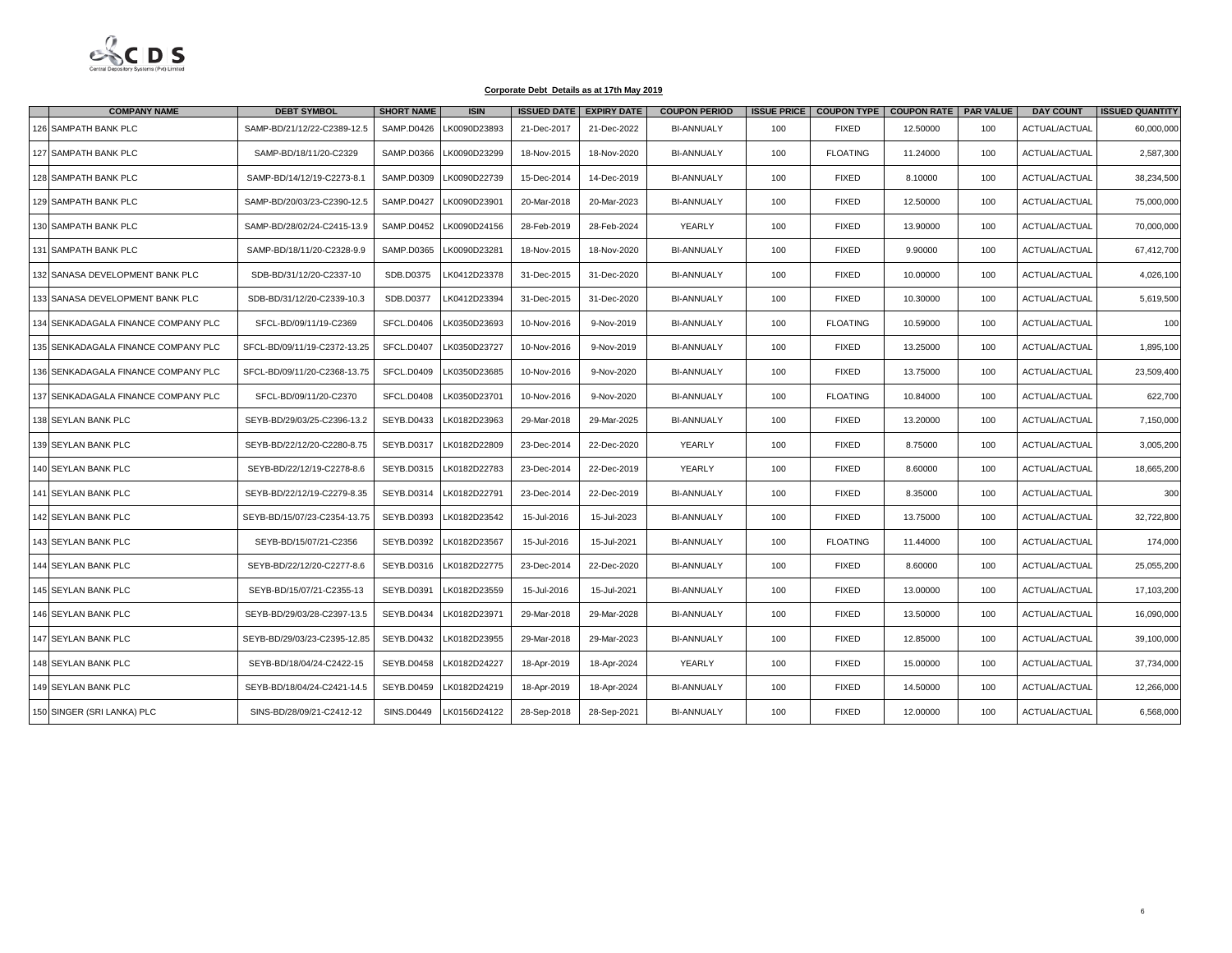**Corporate Debt Details as at 17th May 2019**

| | COMPANY NAME | DEBT SYMBOL | SHORT NAME | ISIN | ISSUED DATE | EXPIRY DATE | COUPON PERIOD | ISSUE PRICE | COUPON TYPE | COUPON RATE | PAR VALUE | DAY COUNT | ISSUED QUANTITY |
|---|---|---|---|---|---|---|---|---|---|---|---|---|---|
| 126 | SAMPATH BANK PLC | SAMP-BD/21/12/22-C2389-12.5 | SAMP.D0426 | LK0090D23893 | 21-Dec-2017 | 21-Dec-2022 | BI-ANNUALY | 100 | FIXED | 12.50000 | 100 | ACTUAL/ACTUAL | 60,000,000 |
| 127 | SAMPATH BANK PLC | SAMP-BD/18/11/20-C2329 | SAMP.D0366 | LK0090D23299 | 18-Nov-2015 | 18-Nov-2020 | BI-ANNUALY | 100 | FLOATING | 11.24000 | 100 | ACTUAL/ACTUAL | 2,587,300 |
| 128 | SAMPATH BANK PLC | SAMP-BD/14/12/19-C2273-8.1 | SAMP.D0309 | LK0090D22739 | 15-Dec-2014 | 14-Dec-2019 | BI-ANNUALY | 100 | FIXED | 8.10000 | 100 | ACTUAL/ACTUAL | 38,234,500 |
| 129 | SAMPATH BANK PLC | SAMP-BD/20/03/23-C2390-12.5 | SAMP.D0427 | LK0090D23901 | 20-Mar-2018 | 20-Mar-2023 | BI-ANNUALY | 100 | FIXED | 12.50000 | 100 | ACTUAL/ACTUAL | 75,000,000 |
| 130 | SAMPATH BANK PLC | SAMP-BD/28/02/24-C2415-13.9 | SAMP.D0452 | LK0090D24156 | 28-Feb-2019 | 28-Feb-2024 | YEARLY | 100 | FIXED | 13.90000 | 100 | ACTUAL/ACTUAL | 70,000,000 |
| 131 | SAMPATH BANK PLC | SAMP-BD/18/11/20-C2328-9.9 | SAMP.D0365 | LK0090D23281 | 18-Nov-2015 | 18-Nov-2020 | BI-ANNUALY | 100 | FIXED | 9.90000 | 100 | ACTUAL/ACTUAL | 67,412,700 |
| 132 | SANASA DEVELOPMENT BANK PLC | SDB-BD/31/12/20-C2337-10 | SDB.D0375 | LK0412D23378 | 31-Dec-2015 | 31-Dec-2020 | BI-ANNUALY | 100 | FIXED | 10.00000 | 100 | ACTUAL/ACTUAL | 4,026,100 |
| 133 | SANASA DEVELOPMENT BANK PLC | SDB-BD/31/12/20-C2339-10.3 | SDB.D0377 | LK0412D23394 | 31-Dec-2015 | 31-Dec-2020 | BI-ANNUALY | 100 | FIXED | 10.30000 | 100 | ACTUAL/ACTUAL | 5,619,500 |
| 134 | SENKADAGALA FINANCE COMPANY PLC | SFCL-BD/09/11/19-C2369 | SFCL.D0406 | LK0350D23693 | 10-Nov-2016 | 9-Nov-2019 | BI-ANNUALY | 100 | FLOATING | 10.59000 | 100 | ACTUAL/ACTUAL | 100 |
| 135 | SENKADAGALA FINANCE COMPANY PLC | SFCL-BD/09/11/19-C2372-13.25 | SFCL.D0407 | LK0350D23727 | 10-Nov-2016 | 9-Nov-2019 | BI-ANNUALY | 100 | FIXED | 13.25000 | 100 | ACTUAL/ACTUAL | 1,895,100 |
| 136 | SENKADAGALA FINANCE COMPANY PLC | SFCL-BD/09/11/20-C2368-13.75 | SFCL.D0409 | LK0350D23685 | 10-Nov-2016 | 9-Nov-2020 | BI-ANNUALY | 100 | FIXED | 13.75000 | 100 | ACTUAL/ACTUAL | 23,509,400 |
| 137 | SENKADAGALA FINANCE COMPANY PLC | SFCL-BD/09/11/20-C2370 | SFCL.D0408 | LK0350D23701 | 10-Nov-2016 | 9-Nov-2020 | BI-ANNUALY | 100 | FLOATING | 10.84000 | 100 | ACTUAL/ACTUAL | 622,700 |
| 138 | SEYLAN BANK PLC | SEYB-BD/29/03/25-C2396-13.2 | SEYB.D0433 | LK0182D23963 | 29-Mar-2018 | 29-Mar-2025 | BI-ANNUALY | 100 | FIXED | 13.20000 | 100 | ACTUAL/ACTUAL | 7,150,000 |
| 139 | SEYLAN BANK PLC | SEYB-BD/22/12/20-C2280-8.75 | SEYB.D0317 | LK0182D22809 | 23-Dec-2014 | 22-Dec-2020 | YEARLY | 100 | FIXED | 8.75000 | 100 | ACTUAL/ACTUAL | 3,005,200 |
| 140 | SEYLAN BANK PLC | SEYB-BD/22/12/19-C2278-8.6 | SEYB.D0315 | LK0182D22783 | 23-Dec-2014 | 22-Dec-2019 | YEARLY | 100 | FIXED | 8.60000 | 100 | ACTUAL/ACTUAL | 18,665,200 |
| 141 | SEYLAN BANK PLC | SEYB-BD/22/12/19-C2279-8.35 | SEYB.D0314 | LK0182D22791 | 23-Dec-2014 | 22-Dec-2019 | BI-ANNUALY | 100 | FIXED | 8.35000 | 100 | ACTUAL/ACTUAL | 300 |
| 142 | SEYLAN BANK PLC | SEYB-BD/15/07/23-C2354-13.75 | SEYB.D0393 | LK0182D23542 | 15-Jul-2016 | 15-Jul-2023 | BI-ANNUALY | 100 | FIXED | 13.75000 | 100 | ACTUAL/ACTUAL | 32,722,800 |
| 143 | SEYLAN BANK PLC | SEYB-BD/15/07/21-C2356 | SEYB.D0392 | LK0182D23567 | 15-Jul-2016 | 15-Jul-2021 | BI-ANNUALY | 100 | FLOATING | 11.44000 | 100 | ACTUAL/ACTUAL | 174,000 |
| 144 | SEYLAN BANK PLC | SEYB-BD/22/12/20-C2277-8.6 | SEYB.D0316 | LK0182D22775 | 23-Dec-2014 | 22-Dec-2020 | BI-ANNUALY | 100 | FIXED | 8.60000 | 100 | ACTUAL/ACTUAL | 25,055,200 |
| 145 | SEYLAN BANK PLC | SEYB-BD/15/07/21-C2355-13 | SEYB.D0391 | LK0182D23559 | 15-Jul-2016 | 15-Jul-2021 | BI-ANNUALY | 100 | FIXED | 13.00000 | 100 | ACTUAL/ACTUAL | 17,103,200 |
| 146 | SEYLAN BANK PLC | SEYB-BD/29/03/28-C2397-13.5 | SEYB.D0434 | LK0182D23971 | 29-Mar-2018 | 29-Mar-2028 | BI-ANNUALY | 100 | FIXED | 13.50000 | 100 | ACTUAL/ACTUAL | 16,090,000 |
| 147 | SEYLAN BANK PLC | SEYB-BD/29/03/23-C2395-12.85 | SEYB.D0432 | LK0182D23955 | 29-Mar-2018 | 29-Mar-2023 | BI-ANNUALY | 100 | FIXED | 12.85000 | 100 | ACTUAL/ACTUAL | 39,100,000 |
| 148 | SEYLAN BANK PLC | SEYB-BD/18/04/24-C2422-15 | SEYB.D0458 | LK0182D24227 | 18-Apr-2019 | 18-Apr-2024 | YEARLY | 100 | FIXED | 15.00000 | 100 | ACTUAL/ACTUAL | 37,734,000 |
| 149 | SEYLAN BANK PLC | SEYB-BD/18/04/24-C2421-14.5 | SEYB.D0459 | LK0182D24219 | 18-Apr-2019 | 18-Apr-2024 | BI-ANNUALY | 100 | FIXED | 14.50000 | 100 | ACTUAL/ACTUAL | 12,266,000 |
| 150 | SINGER (SRI LANKA) PLC | SINS-BD/28/09/21-C2412-12 | SINS.D0449 | LK0156D24122 | 28-Sep-2018 | 28-Sep-2021 | BI-ANNUALY | 100 | FIXED | 12.00000 | 100 | ACTUAL/ACTUAL | 6,568,000 |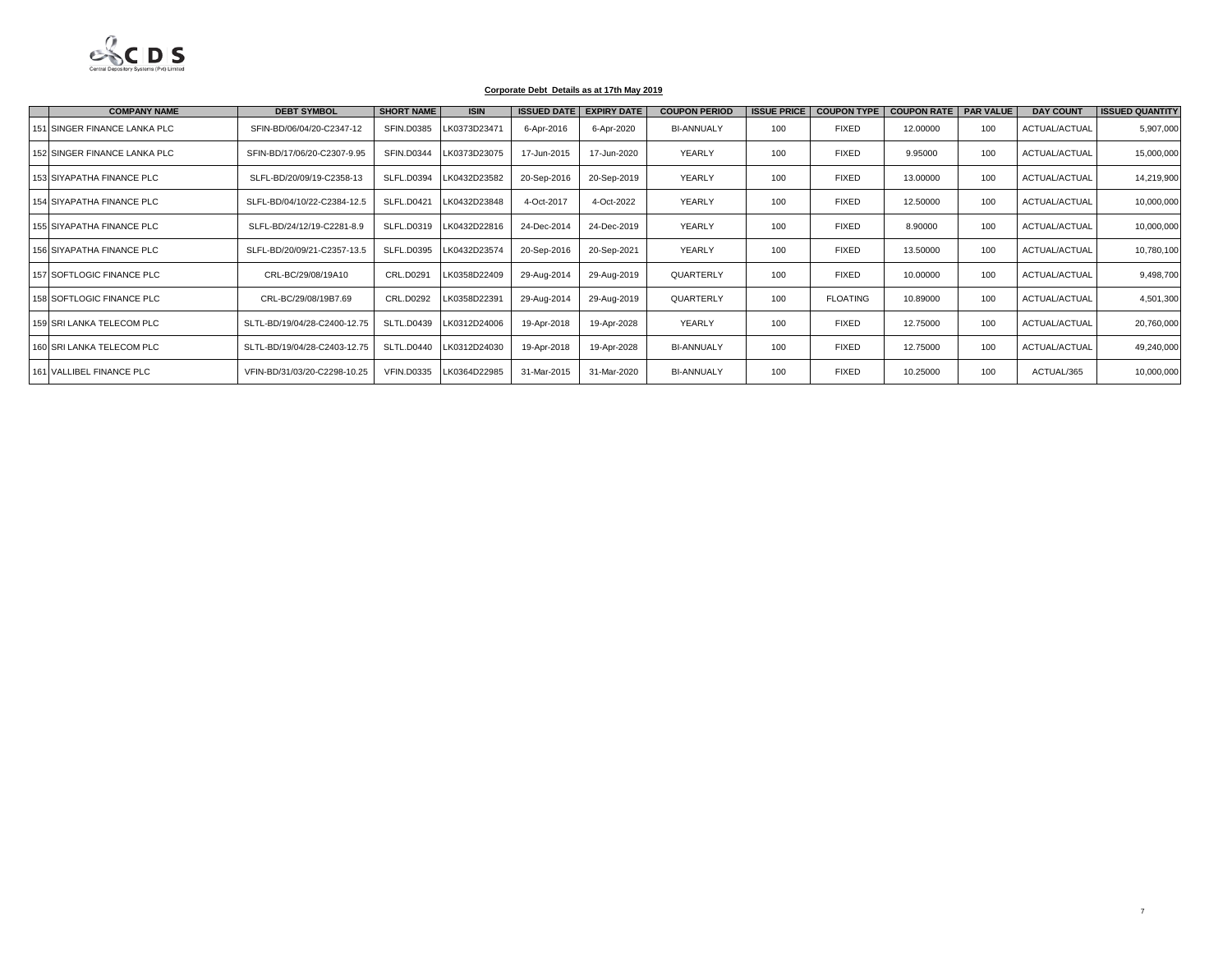**Corporate Debt Details as at 17th May 2019**

| | COMPANY NAME | DEBT SYMBOL | SHORT NAME | ISIN | ISSUED DATE | EXPIRY DATE | COUPON PERIOD | ISSUE PRICE | COUPON TYPE | COUPON RATE | PAR VALUE | DAY COUNT | ISSUED QUANTITY |
|---|---|---|---|---|---|---|---|---|---|---|---|---|---|
| 151 | SINGER FINANCE LANKA PLC | SFIN-BD/06/04/20-C2347-12 | SFIN.D0385 | LK0373D23471 | 6-Apr-2016 | 6-Apr-2020 | BI-ANNUALY | 100 | FIXED | 12.00000 | 100 | ACTUAL/ACTUAL | 5,907,000 |
| 152 | SINGER FINANCE LANKA PLC | SFIN-BD/17/06/20-C2307-9.95 | SFIN.D0344 | LK0373D23075 | 17-Jun-2015 | 17-Jun-2020 | YEARLY | 100 | FIXED | 9.95000 | 100 | ACTUAL/ACTUAL | 15,000,000 |
| 153 | SIYAPATHA FINANCE PLC | SLFL-BD/20/09/19-C2358-13 | SLFL.D0394 | LK0432D23582 | 20-Sep-2016 | 20-Sep-2019 | YEARLY | 100 | FIXED | 13.00000 | 100 | ACTUAL/ACTUAL | 14,219,900 |
| 154 | SIYAPATHA FINANCE PLC | SLFL-BD/04/10/22-C2384-12.5 | SLFL.D0421 | LK0432D23848 | 4-Oct-2017 | 4-Oct-2022 | YEARLY | 100 | FIXED | 12.50000 | 100 | ACTUAL/ACTUAL | 10,000,000 |
| 155 | SIYAPATHA FINANCE PLC | SLFL-BD/24/12/19-C2281-8.9 | SLFL.D0319 | LK0432D22816 | 24-Dec-2014 | 24-Dec-2019 | YEARLY | 100 | FIXED | 8.90000 | 100 | ACTUAL/ACTUAL | 10,000,000 |
| 156 | SIYAPATHA FINANCE PLC | SLFL-BD/20/09/21-C2357-13.5 | SLFL.D0395 | LK0432D23574 | 20-Sep-2016 | 20-Sep-2021 | YEARLY | 100 | FIXED | 13.50000 | 100 | ACTUAL/ACTUAL | 10,780,100 |
| 157 | SOFTLOGIC FINANCE PLC | CRL-BC/29/08/19A10 | CRL.D0291 | LK0358D22409 | 29-Aug-2014 | 29-Aug-2019 | QUARTERLY | 100 | FIXED | 10.00000 | 100 | ACTUAL/ACTUAL | 9,498,700 |
| 158 | SOFTLOGIC FINANCE PLC | CRL-BC/29/08/19B7.69 | CRL.D0292 | LK0358D22391 | 29-Aug-2014 | 29-Aug-2019 | QUARTERLY | 100 | FLOATING | 10.89000 | 100 | ACTUAL/ACTUAL | 4,501,300 |
| 159 | SRI LANKA TELECOM PLC | SLTL-BD/19/04/28-C2400-12.75 | SLTL.D0439 | LK0312D24006 | 19-Apr-2018 | 19-Apr-2028 | YEARLY | 100 | FIXED | 12.75000 | 100 | ACTUAL/ACTUAL | 20,760,000 |
| 160 | SRI LANKA TELECOM PLC | SLTL-BD/19/04/28-C2403-12.75 | SLTL.D0440 | LK0312D24030 | 19-Apr-2018 | 19-Apr-2028 | BI-ANNUALY | 100 | FIXED | 12.75000 | 100 | ACTUAL/ACTUAL | 49,240,000 |
| 161 | VALLIBEL FINANCE PLC | VFIN-BD/31/03/20-C2298-10.25 | VFIN.D0335 | LK0364D22985 | 31-Mar-2015 | 31-Mar-2020 | BI-ANNUALY | 100 | FIXED | 10.25000 | 100 | ACTUAL/365 | 10,000,000 |